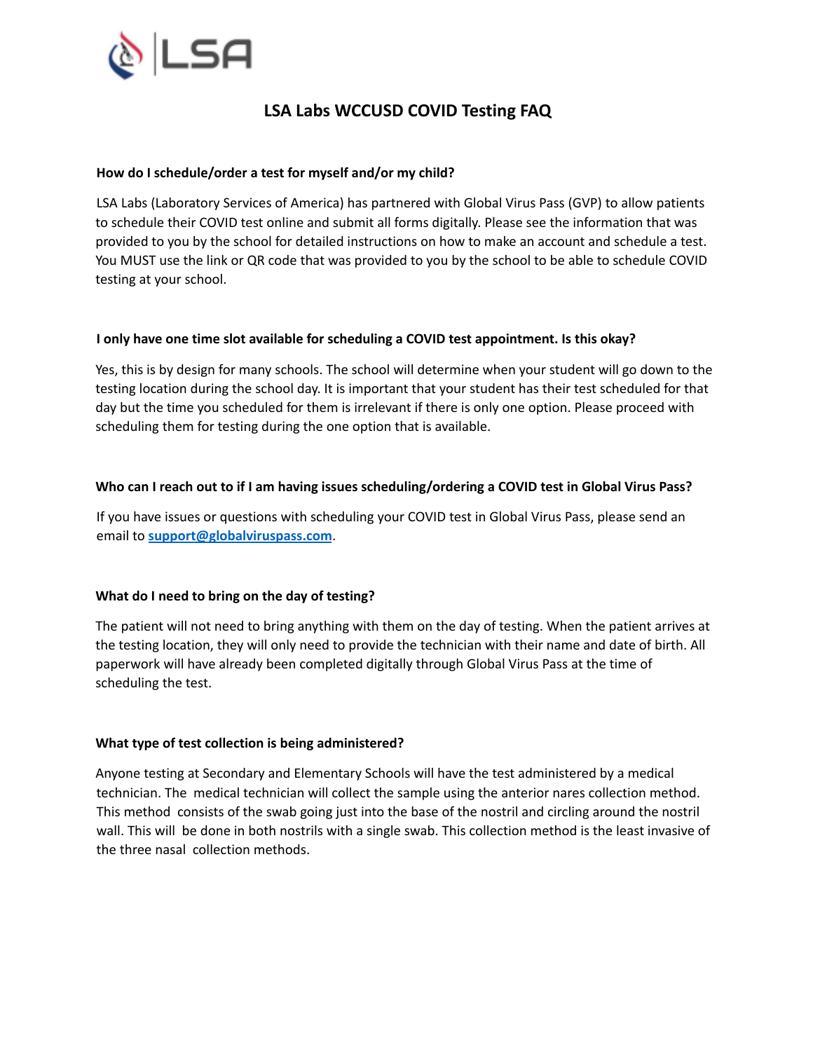# LSA Labs WCCUSD COVID Testing FAQ

**How do I schedule/order a test for myself and/or my child?**

LSA Labs (Laboratory Services of America) has partnered with Global Virus Pass (GVP) to allow patients to schedule their COVID test online and submit all forms digitally. Please see the information that was provided to you by the school for detailed instructions on how to make an account and schedule a test. You MUST use the link or QR code that was provided to you by the school to be able to schedule COVID testing at your school.

**I only have one time slot available for scheduling a COVID test appointment. Is this okay?**

Yes, this is by design for many schools. The school will determine when your student will go down to the testing location during the school day. It is important that your student has their test scheduled for that day but the time you scheduled for them is irrelevant if there is only one option. Please proceed with scheduling them for testing during the one option that is available.

**Who can I reach out to if I am having issues scheduling/ordering a COVID test in Global Virus Pass?**

If you have issues or questions with scheduling your COVID test in Global Virus Pass, please send an email to [support@globalviruspass.com](mailto:support@globalviruspass.com).

**What do I need to bring on the day of testing?**

The patient will not need to bring anything with them on the day of testing. When the patient arrives at the testing location, they will only need to provide the technician with their name and date of birth. All paperwork will have already been completed digitally through Global Virus Pass at the time of scheduling the test.

**What type of test collection is being administered?**

Anyone testing at Secondary and Elementary Schools will have the test administered by a medical technician. The medical technician will collect the sample using the anterior nares collection method. This method consists of the swab going just into the base of the nostril and circling around the nostril wall. This will be done in both nostrils with a single swab. This collection method is the least invasive of the three nasal collection methods.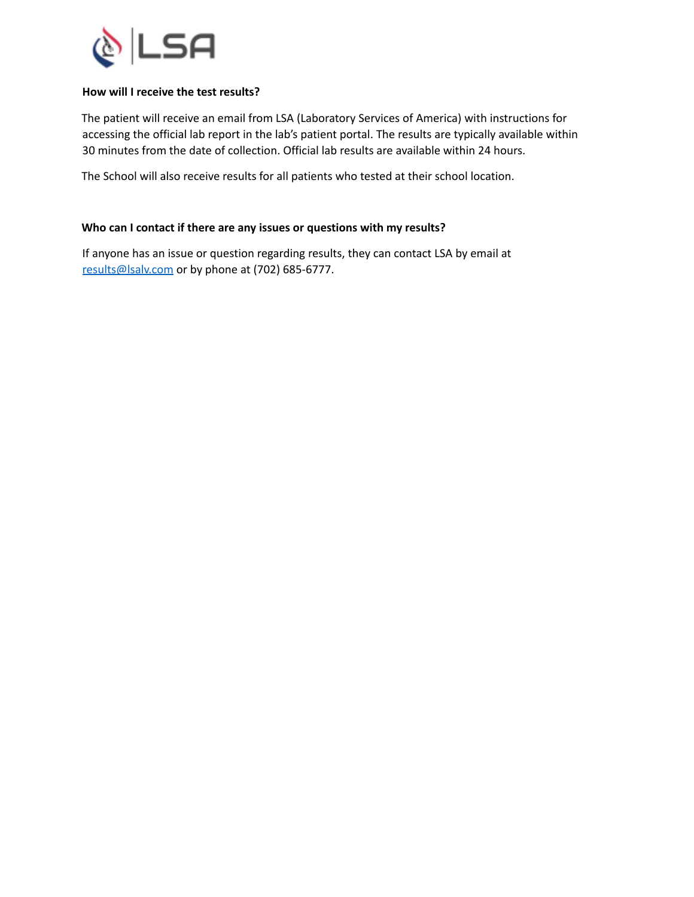**How will I receive the test results?**

The patient will receive an email from LSA (Laboratory Services of America) with instructions for accessing the official lab report in the lab's patient portal. The results are typically available within 30 minutes from the date of collection. Official lab results are available within 24 hours.

The School will also receive results for all patients who tested at their school location.

**Who can I contact if there are any issues or questions with my results?**

If anyone has an issue or question regarding results, they can contact LSA by email at results@lsalv.com or by phone at (702) 685-6777.